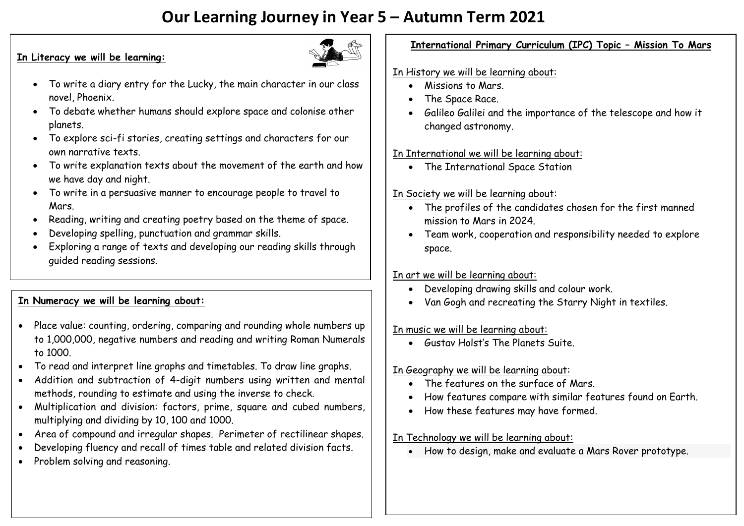# Our Learning Journey in Year 5 – Autumn Term 2021

**In Literacy we will be learning:**

- To write a diary entry for the Lucky, the main character in our class novel, Phoenix.
- To debate whether humans should explore space and colonise other planets.
- To explore sci-fi stories, creating settings and characters for our own narrative texts.
- To write explanation texts about the movement of the earth and how we have day and night.
- To write in a persuasive manner to encourage people to travel to Mars.
- Reading, writing and creating poetry based on the theme of space.
- Developing spelling, punctuation and grammar skills.
- Exploring a range of texts and developing our reading skills through guided reading sessions.

**In Numeracy we will be learning about:**

- Place value: counting, ordering, comparing and rounding whole numbers up to 1,000,000, negative numbers and reading and writing Roman Numerals to 1000.
- To read and interpret line graphs and timetables. To draw line graphs.
- Addition and subtraction of 4-digit numbers using written and mental methods, rounding to estimate and using the inverse to check.
- Multiplication and division: factors, prime, square and cubed numbers, multiplying and dividing by 10, 100 and 1000.
- Area of compound and irregular shapes. Perimeter of rectilinear shapes.
- Developing fluency and recall of times table and related division facts.
- Problem solving and reasoning.

**International Primary Curriculum (IPC) Topic – Mission To Mars**

In History we will be learning about:

- Missions to Mars.
- The Space Race.
- Galileo Galilei and the importance of the telescope and how it changed astronomy.

In International we will be learning about:

- The International Space Station

In Society we will be learning about:

- The profiles of the candidates chosen for the first manned mission to Mars in 2024.
- Team work, cooperation and responsibility needed to explore space.

In art we will be learning about:

- Developing drawing skills and colour work.
- Van Gogh and recreating the Starry Night in textiles.

In music we will be learning about:

- Gustav Holst's The Planets Suite.

In Geography we will be learning about:

- The features on the surface of Mars.
- How features compare with similar features found on Earth.
- How these features may have formed.

In Technology we will be learning about:

- How to design, make and evaluate a Mars Rover prototype.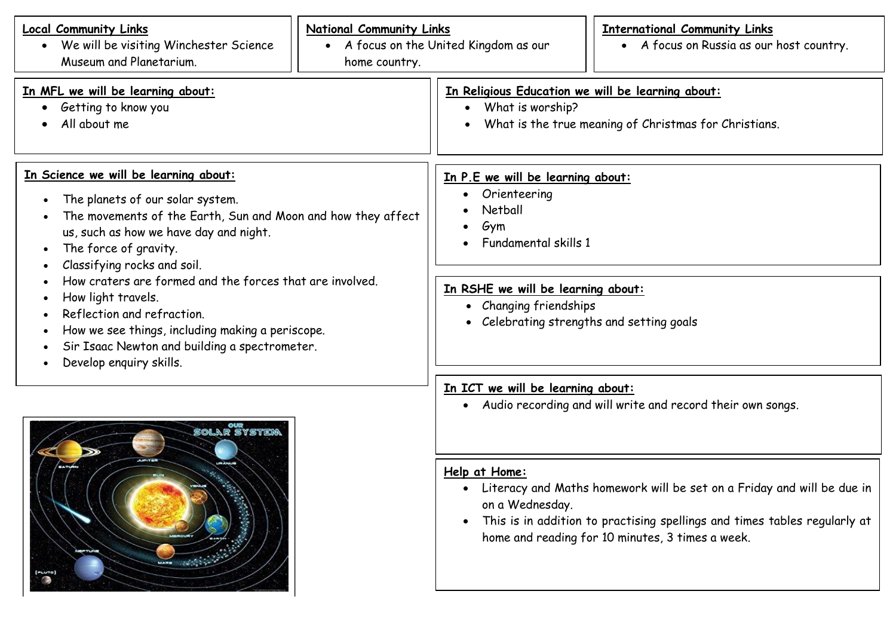**Local Community Links**

- We will be visiting Winchester Science Museum and Planetarium.

**National Community Links**

- A focus on the United Kingdom as our home country.

**International Community Links**

- A focus on Russia as our host country.

**In MFL we will be learning about:**

- Getting to know you
- All about me

**In Religious Education we will be learning about:**

- What is worship?
- What is the true meaning of Christmas for Christians.

**In Science we will be learning about:**

- The planets of our solar system.
- The movements of the Earth, Sun and Moon and how they affect us, such as how we have day and night.
- The force of gravity.
- Classifying rocks and soil.
- How craters are formed and the forces that are involved.
- How light travels.
- Reflection and refraction.
- How we see things, including making a periscope.
- Sir Isaac Newton and building a spectrometer.
- Develop enquiry skills.

**In P.E we will be learning about:**

- Orienteering
- Netball
- Gym
- Fundamental skills 1

**In RSHE we will be learning about:**

- Changing friendships
- Celebrating strengths and setting goals

**In ICT we will be learning about:**

- Audio recording and will write and record their own songs.

**Help at Home:**

- Literacy and Maths homework will be set on a Friday and will be due in on a Wednesday.
- This is in addition to practising spellings and times tables regularly at home and reading for 10 minutes, 3 times a week.